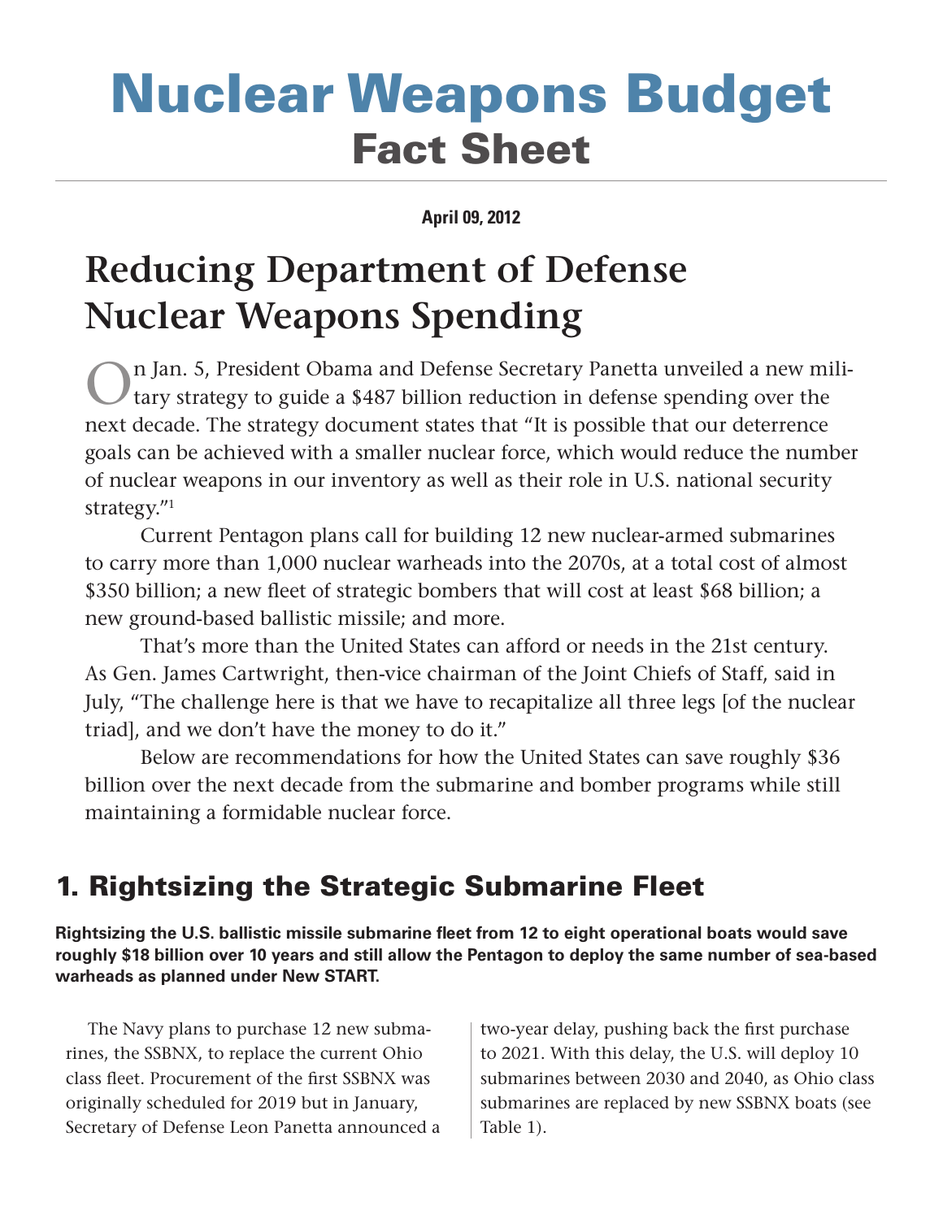# Nuclear Weapons Budget
## Fact Sheet

**April 09, 2012**

# Reducing Department of Defense Nuclear Weapons Spending

On Jan. 5, President Obama and Defense Secretary Panetta unveiled a new military strategy to guide a $487 billion reduction in defense spending over the next decade. The strategy document states that "It is possible that our deterrence goals can be achieved with a smaller nuclear force, which would reduce the number of nuclear weapons in our inventory as well as their role in U.S. national security strategy."[1]

Current Pentagon plans call for building 12 new nuclear-armed submarines to carry more than 1,000 nuclear warheads into the 2070s, at a total cost of almost $350 billion; a new fleet of strategic bombers that will cost at least $68 billion; a new ground-based ballistic missile; and more.

That's more than the United States can afford or needs in the 21st century. As Gen. James Cartwright, then-vice chairman of the Joint Chiefs of Staff, said in July, "The challenge here is that we have to recapitalize all three legs [of the nuclear triad], and we don't have the money to do it."

Below are recommendations for how the United States can save roughly $36 billion over the next decade from the submarine and bomber programs while still maintaining a formidable nuclear force.

## 1. Rightsizing the Strategic Submarine Fleet

**Rightsizing the U.S. ballistic missile submarine fleet from 12 to eight operational boats would save roughly $18 billion over 10 years and still allow the Pentagon to deploy the same number of sea-based warheads as planned under New START.**

The Navy plans to purchase 12 new submarines, the SSBNX, to replace the current Ohio class fleet. Procurement of the first SSBNX was originally scheduled for 2019 but in January, Secretary of Defense Leon Panetta announced a two-year delay, pushing back the first purchase to 2021. With this delay, the U.S. will deploy 10 submarines between 2030 and 2040, as Ohio class submarines are replaced by new SSBNX boats (see Table 1).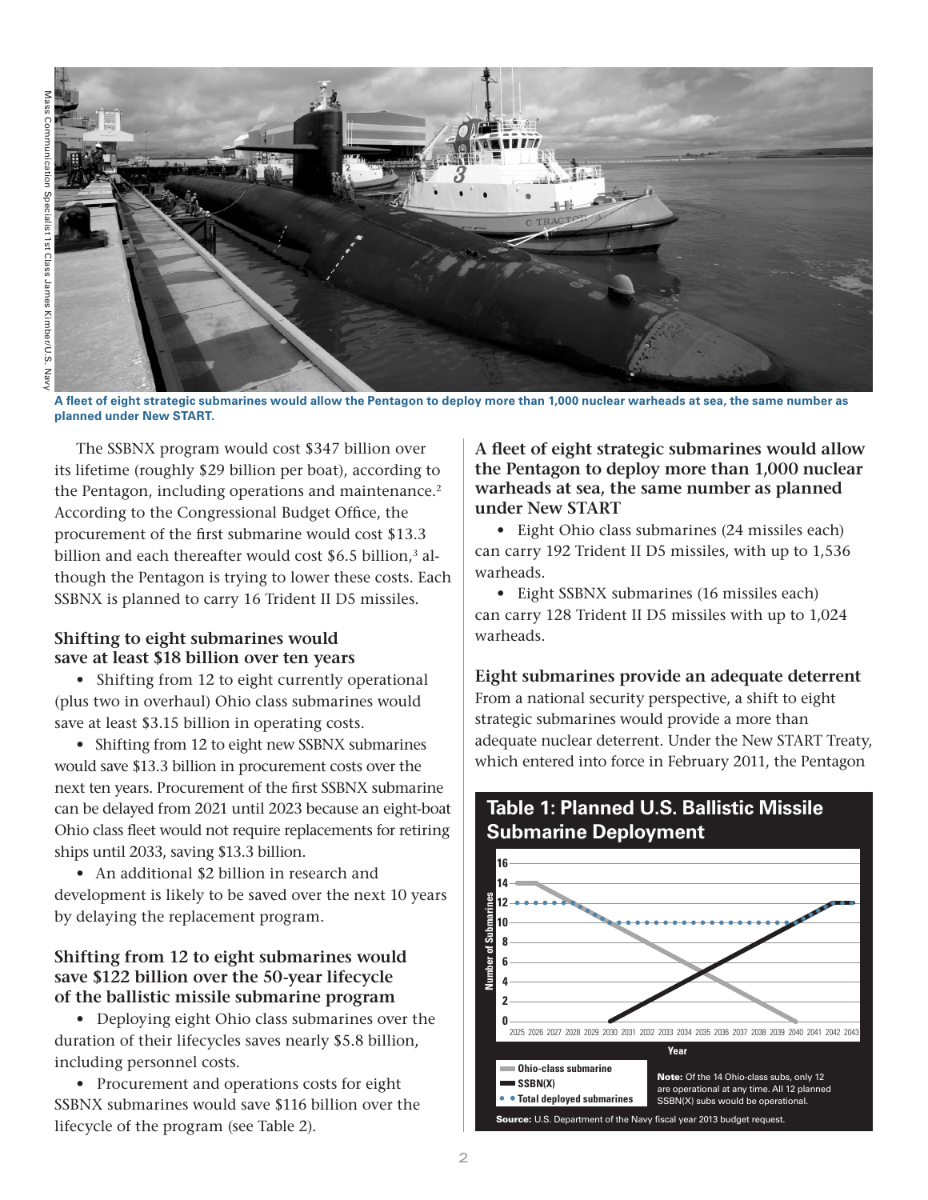A fleet of eight strategic submarines would allow the Pentagon to deploy more than 1,000 nuclear warheads at sea, the same number as planned under New START.

The SSBNX program would cost $347 billion over its lifetime (roughly $29 billion per boat), according to the Pentagon, including operations and maintenance.[2] According to the Congressional Budget Office, the procurement of the first submarine would cost $13.3 billion and each thereafter would cost $6.5 billion,[3] although the Pentagon is trying to lower these costs. Each SSBNX is planned to carry 16 Trident II D5 missiles.

### Shifting to eight submarines would save at least $18 billion over ten years

- Shifting from 12 to eight currently operational (plus two in overhaul) Ohio class submarines would save at least $3.15 billion in operating costs.
- Shifting from 12 to eight new SSBNX submarines would save $13.3 billion in procurement costs over the next ten years. Procurement of the first SSBNX submarine can be delayed from 2021 until 2023 because an eight-boat Ohio class fleet would not require replacements for retiring ships until 2033, saving $13.3 billion.
- An additional $2 billion in research and development is likely to be saved over the next 10 years by delaying the replacement program.

### Shifting from 12 to eight submarines would save $122 billion over the 50-year lifecycle of the ballistic missile submarine program

- Deploying eight Ohio class submarines over the duration of their lifecycles saves nearly $5.8 billion, including personnel costs.
- Procurement and operations costs for eight SSBNX submarines would save $116 billion over the lifecycle of the program (see Table 2).

### A fleet of eight strategic submarines would allow the Pentagon to deploy more than 1,000 nuclear warheads at sea, the same number as planned under New START

- Eight Ohio class submarines (24 missiles each) can carry 192 Trident II D5 missiles, with up to 1,536 warheads.
- Eight SSBNX submarines (16 missiles each) can carry 128 Trident II D5 missiles with up to 1,024 warheads.

### Eight submarines provide an adequate deterrent

From a national security perspective, a shift to eight strategic submarines would provide a more than adequate nuclear deterrent. Under the New START Treaty, which entered into force in February 2011, the Pentagon

**Table 1: Planned U.S. Ballistic Missile Submarine Deployment**

Legend: Ohio-class submarine; SSBN(X); Total deployed submarines

Note: Of the 14 Ohio-class subs, only 12 are operational at any time. All 12 planned SSBN(X) subs would be operational.

Source: U.S. Department of the Navy fiscal year 2013 budget request.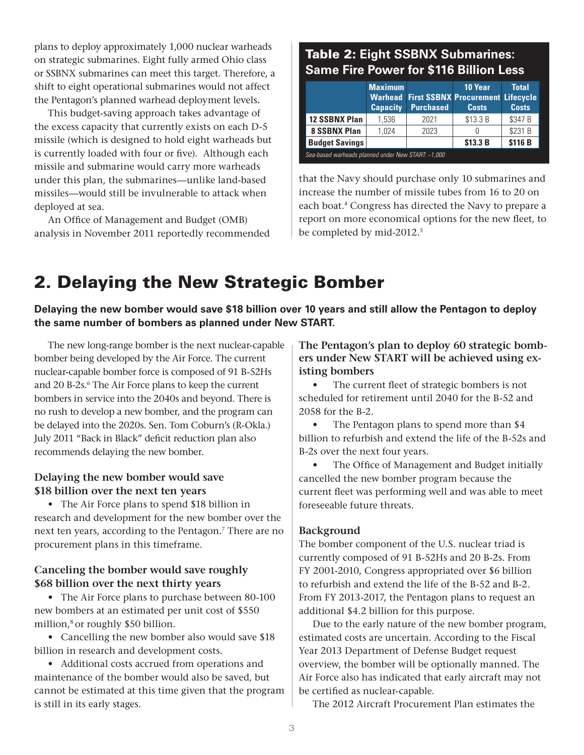plans to deploy approximately 1,000 nuclear warheads on strategic submarines. Eight fully armed Ohio class or SSBNX submarines can meet this target. Therefore, a shift to eight operational submarines would not affect the Pentagon's planned warhead deployment levels.

This budget-saving approach takes advantage of the excess capacity that currently exists on each D-5 missile (which is designed to hold eight warheads but is currently loaded with four or five). Although each missile and submarine would carry more warheads under this plan, the submarines—unlike land-based missiles—would still be invulnerable to attack when deployed at sea.

An Office of Management and Budget (OMB) analysis in November 2011 reportedly recommended that the Navy should purchase only 10 submarines and increase the number of missile tubes from 16 to 20 on each boat.[4] Congress has directed the Navy to prepare a report on more economical options for the new fleet, to be completed by mid-2012.[5]

**Table 2: Eight SSBNX Submarines: Same Fire Power for $116 Billion Less**

| | Maximum Warhead Capacity | First SSBNX Purchased | 10 Year Procurement Costs | Total Lifecycle Costs |
|---|---|---|---|---|
| **12 SSBNX Plan** | 1,536 | 2021 | $13.3 B | $347 B |
| **8 SSBNX Plan** | 1,024 | 2023 | 0 | $231 B |
| **Budget Savings** | | | **$13.3 B** | **$116 B** |

*Sea-based warheads planned under New START: ~1,000*

## 2. Delaying the New Strategic Bomber

**Delaying the new bomber would save $18 billion over 10 years and still allow the Pentagon to deploy the same number of bombers as planned under New START.**

The new long-range bomber is the next nuclear-capable bomber being developed by the Air Force. The current nuclear-capable bomber force is composed of 91 B-52Hs and 20 B-2s.[6] The Air Force plans to keep the current bombers in service into the 2040s and beyond. There is no rush to develop a new bomber, and the program can be delayed into the 2020s. Sen. Tom Coburn's (R-Okla.) July 2011 "Back in Black" deficit reduction plan also recommends delaying the new bomber.

### Delaying the new bomber would save $18 billion over the next ten years

- The Air Force plans to spend $18 billion in research and development for the new bomber over the next ten years, according to the Pentagon.[7] There are no procurement plans in this timeframe.

### Canceling the bomber would save roughly $68 billion over the next thirty years

- The Air Force plans to purchase between 80-100 new bombers at an estimated per unit cost of $550 million,[8] or roughly $50 billion.
- Cancelling the new bomber also would save $18 billion in research and development costs.
- Additional costs accrued from operations and maintenance of the bomber would also be saved, but cannot be estimated at this time given that the program is still in its early stages.

### The Pentagon's plan to deploy 60 strategic bombers under New START will be achieved using existing bombers

- The current fleet of strategic bombers is not scheduled for retirement until 2040 for the B-52 and 2058 for the B-2.
- The Pentagon plans to spend more than $4 billion to refurbish and extend the life of the B-52s and B-2s over the next four years.
- The Office of Management and Budget initially cancelled the new bomber program because the current fleet was performing well and was able to meet foreseeable future threats.

### Background

The bomber component of the U.S. nuclear triad is currently composed of 91 B-52Hs and 20 B-2s. From FY 2001-2010, Congress appropriated over $6 billion to refurbish and extend the life of the B-52 and B-2. From FY 2013-2017, the Pentagon plans to request an additional $4.2 billion for this purpose.

Due to the early nature of the new bomber program, estimated costs are uncertain. According to the Fiscal Year 2013 Department of Defense Budget request overview, the bomber will be optionally manned. The Air Force also has indicated that early aircraft may not be certified as nuclear-capable.

The 2012 Aircraft Procurement Plan estimates the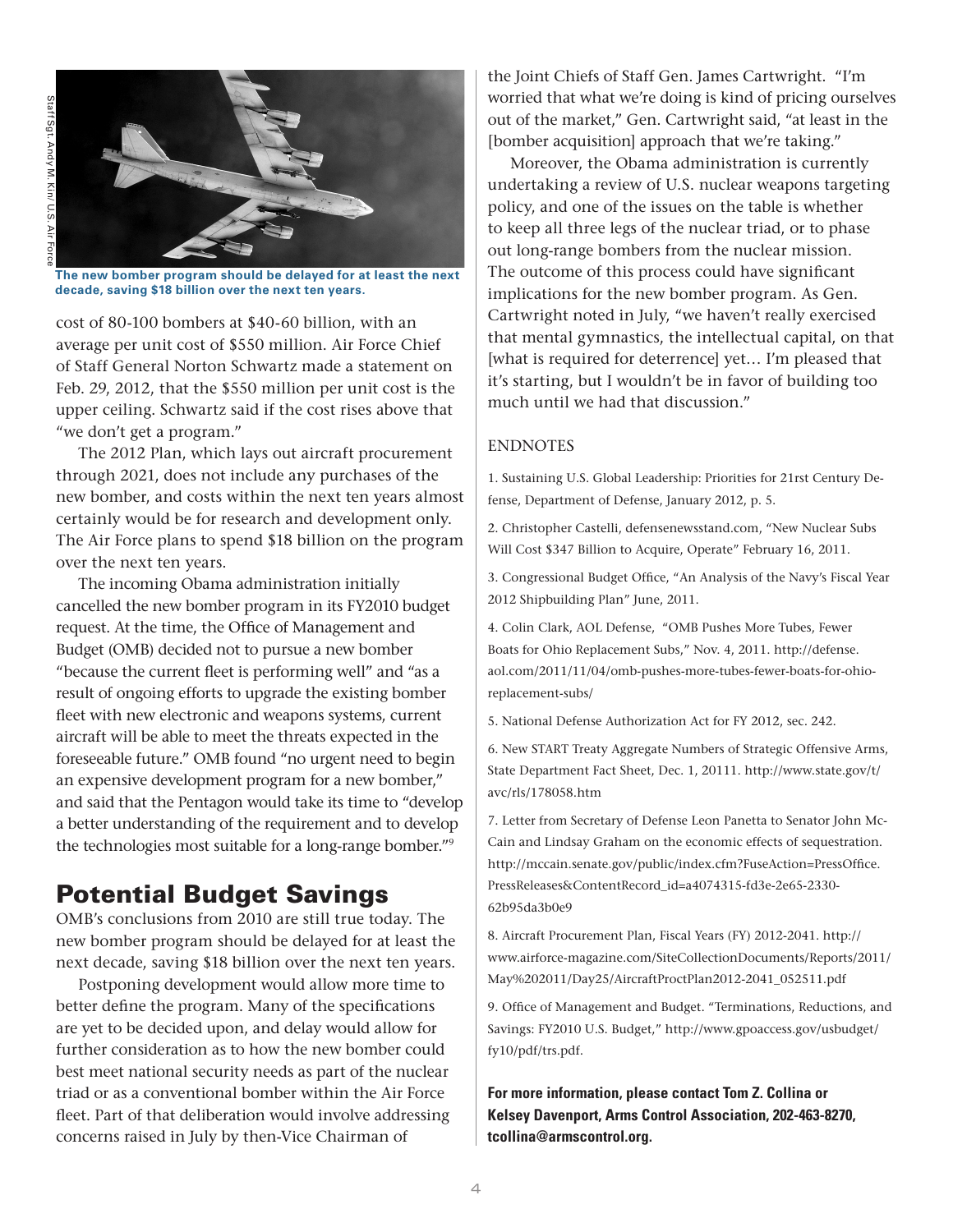Staff Sgt. Andy M. Kin/ U.S. Air Force

The new bomber program should be delayed for at least the next decade, saving $18 billion over the next ten years.

cost of 80-100 bombers at $40-60 billion, with an average per unit cost of $550 million. Air Force Chief of Staff General Norton Schwartz made a statement on Feb. 29, 2012, that the $550 million per unit cost is the upper ceiling. Schwartz said if the cost rises above that "we don't get a program."

The 2012 Plan, which lays out aircraft procurement through 2021, does not include any purchases of the new bomber, and costs within the next ten years almost certainly would be for research and development only. The Air Force plans to spend $18 billion on the program over the next ten years.

The incoming Obama administration initially cancelled the new bomber program in its FY2010 budget request. At the time, the Office of Management and Budget (OMB) decided not to pursue a new bomber "because the current fleet is performing well" and "as a result of ongoing efforts to upgrade the existing bomber fleet with new electronic and weapons systems, current aircraft will be able to meet the threats expected in the foreseeable future." OMB found "no urgent need to begin an expensive development program for a new bomber," and said that the Pentagon would take its time to "develop a better understanding of the requirement and to develop the technologies most suitable for a long-range bomber."[9]

## Potential Budget Savings

OMB's conclusions from 2010 are still true today. The new bomber program should be delayed for at least the next decade, saving $18 billion over the next ten years.

Postponing development would allow more time to better define the program. Many of the specifications are yet to be decided upon, and delay would allow for further consideration as to how the new bomber could best meet national security needs as part of the nuclear triad or as a conventional bomber within the Air Force fleet. Part of that deliberation would involve addressing concerns raised in July by then-Vice Chairman of the Joint Chiefs of Staff Gen. James Cartwright. "I'm worried that what we're doing is kind of pricing ourselves out of the market," Gen. Cartwright said, "at least in the [bomber acquisition] approach that we're taking."

Moreover, the Obama administration is currently undertaking a review of U.S. nuclear weapons targeting policy, and one of the issues on the table is whether to keep all three legs of the nuclear triad, or to phase out long-range bombers from the nuclear mission. The outcome of this process could have significant implications for the new bomber program. As Gen. Cartwright noted in July, "we haven't really exercised that mental gymnastics, the intellectual capital, on that [what is required for deterrence] yet… I'm pleased that it's starting, but I wouldn't be in favor of building too much until we had that discussion."

### ENDNOTES

1. Sustaining U.S. Global Leadership: Priorities for 21rst Century Defense, Department of Defense, January 2012, p. 5.

2. Christopher Castelli, defensenewsstand.com, "New Nuclear Subs Will Cost $347 Billion to Acquire, Operate" February 16, 2011.

3. Congressional Budget Office, "An Analysis of the Navy's Fiscal Year 2012 Shipbuilding Plan" June, 2011.

4. Colin Clark, AOL Defense, "OMB Pushes More Tubes, Fewer Boats for Ohio Replacement Subs," Nov. 4, 2011. http://defense.aol.com/2011/11/04/omb-pushes-more-tubes-fewer-boats-for-ohio-replacement-subs/

5. National Defense Authorization Act for FY 2012, sec. 242.

6. New START Treaty Aggregate Numbers of Strategic Offensive Arms, State Department Fact Sheet, Dec. 1, 20111. http://www.state.gov/t/avc/rls/178058.htm

7. Letter from Secretary of Defense Leon Panetta to Senator John McCain and Lindsay Graham on the economic effects of sequestration. http://mccain.senate.gov/public/index.cfm?FuseAction=PressOffice.PressReleases&ContentRecord_id=a4074315-fd3e-2e65-2330-62b95da3b0e9

8. Aircraft Procurement Plan, Fiscal Years (FY) 2012-2041. http://www.airforce-magazine.com/SiteCollectionDocuments/Reports/2011/May%202011/Day25/AircraftProctPlan2012-2041_052511.pdf

9. Office of Management and Budget. "Terminations, Reductions, and Savings: FY2010 U.S. Budget," http://www.gpoaccess.gov/usbudget/fy10/pdf/trs.pdf.

**For more information, please contact Tom Z. Collina or Kelsey Davenport, Arms Control Association, 202-463-8270, tcollina@armscontrol.org.**